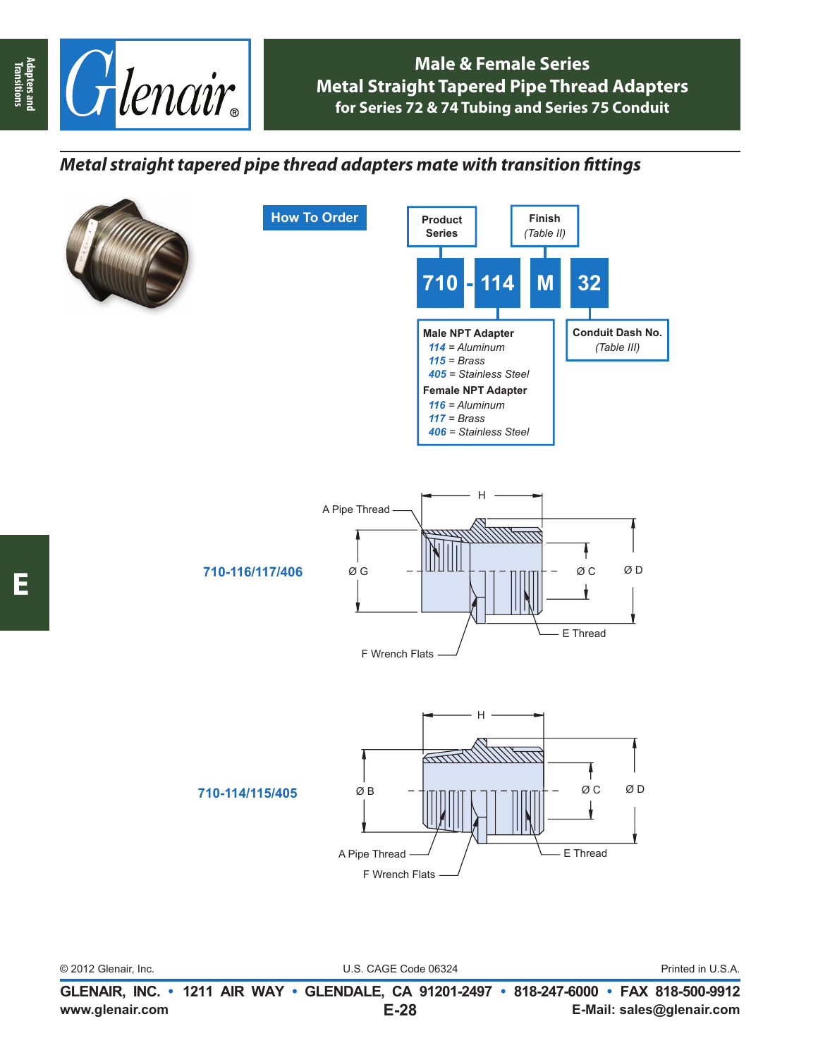# Male & Female Series
## Metal Straight Tapered Pipe Thread Adapters
### for Series 72 & 74 Tubing and Series 75 Conduit

*Metal straight tapered pipe thread adapters mate with transition fittings*

**How To Order**

| 710 | - | 114 | M | 32 |
|---|---|---|---|---|

- **Product Series**: 710
- **Finish** *(Table II)*: M
- **Conduit Dash No.** *(Table III)*: 32

**Male NPT Adapter**
- *114 = Aluminum*
- *115 = Brass*
- *405 = Stainless Steel*

**Female NPT Adapter**
- *116 = Aluminum*
- *117 = Brass*
- *406 = Stainless Steel*

**710-116/117/406**

A Pipe Thread, H, Ø G, Ø C, Ø D, E Thread, F Wrench Flats

**710-114/115/405**

H, Ø B, Ø C, Ø D, A Pipe Thread, E Thread, F Wrench Flats

© 2012 Glenair, Inc. U.S. CAGE Code 06324 Printed in U.S.A.

**GLENAIR, INC. • 1211 AIR WAY • GLENDALE, CA 91201-2497 • 818-247-6000 • FAX 818-500-9912**
**www.glenair.com** **E-Mail: sales@glenair.com**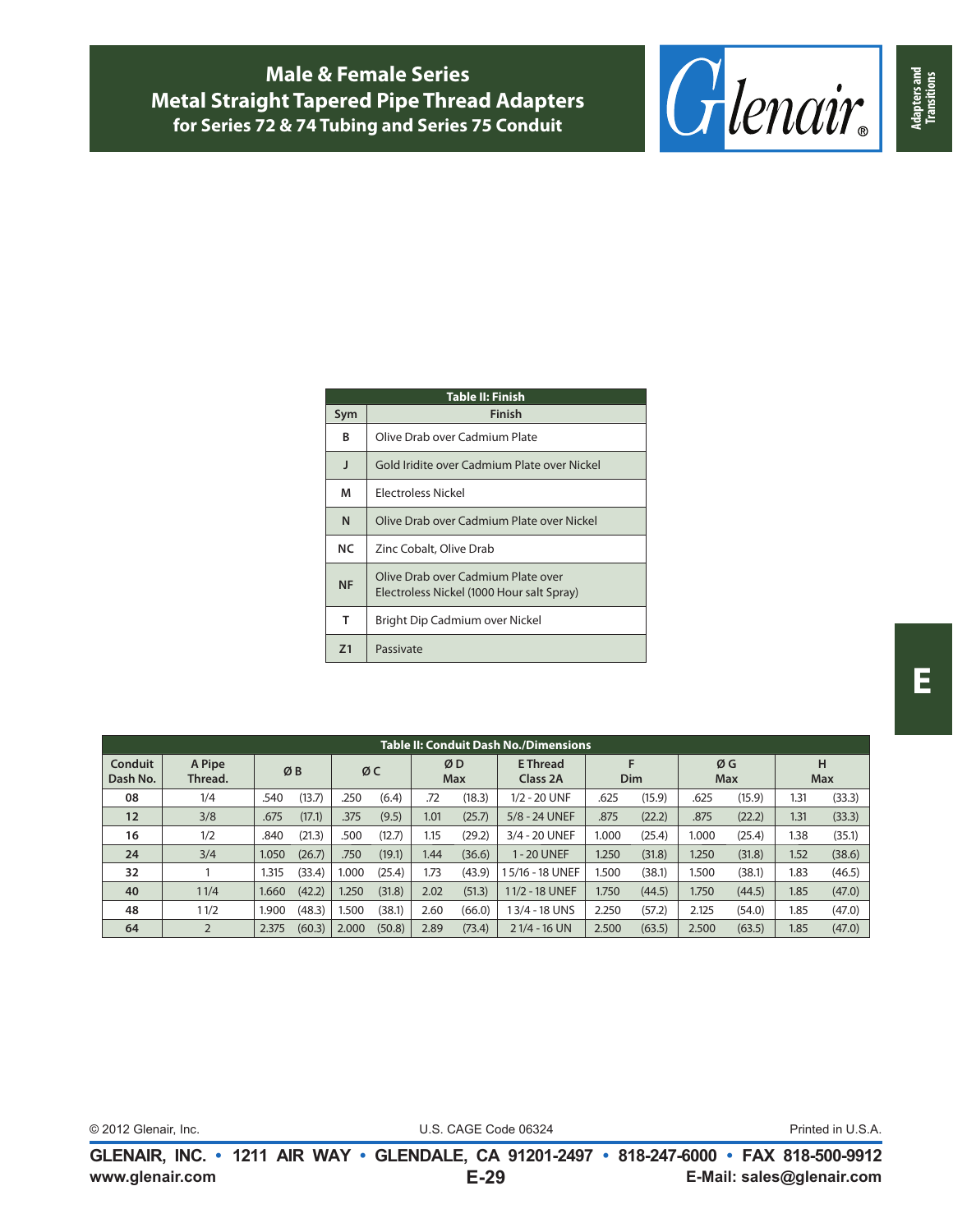# Male & Female Series
## Metal Straight Tapered Pipe Thread Adapters
### for Series 72 & 74 Tubing and Series 75 Conduit

| Table II: Finish | |
|---|---|
| **Sym** | **Finish** |
| B | Olive Drab over Cadmium Plate |
| J | Gold Iridite over Cadmium Plate over Nickel |
| M | Electroless Nickel |
| N | Olive Drab over Cadmium Plate over Nickel |
| NC | Zinc Cobalt, Olive Drab |
| NF | Olive Drab over Cadmium Plate over Electroless Nickel (1000 Hour salt Spray) |
| T | Bright Dip Cadmium over Nickel |
| Z1 | Passivate |

**Table II: Conduit Dash No./Dimensions**

| Conduit Dash No. | A Pipe Thread. | Ø B | | Ø C | | Ø D Max | | E Thread Class 2A | F Dim | | Ø G Max | | H Max | |
|---|---|---|---|---|---|---|---|---|---|---|---|---|---|---|
| 08 | 1/4 | .540 | (13.7) | .250 | (6.4) | .72 | (18.3) | 1/2 - 20 UNF | .625 | (15.9) | .625 | (15.9) | 1.31 | (33.3) |
| 12 | 3/8 | .675 | (17.1) | .375 | (9.5) | 1.01 | (25.7) | 5/8 - 24 UNEF | .875 | (22.2) | .875 | (22.2) | 1.31 | (33.3) |
| 16 | 1/2 | .840 | (21.3) | .500 | (12.7) | 1.15 | (29.2) | 3/4 - 20 UNEF | 1.000 | (25.4) | 1.000 | (25.4) | 1.38 | (35.1) |
| 24 | 3/4 | 1.050 | (26.7) | .750 | (19.1) | 1.44 | (36.6) | 1 - 20 UNEF | 1.250 | (31.8) | 1.250 | (31.8) | 1.52 | (38.6) |
| 32 | 1 | 1.315 | (33.4) | 1.000 | (25.4) | 1.73 | (43.9) | 1 5/16 - 18 UNEF | 1.500 | (38.1) | 1.500 | (38.1) | 1.83 | (46.5) |
| 40 | 1 1/4 | 1.660 | (42.2) | 1.250 | (31.8) | 2.02 | (51.3) | 1 1/2 - 18 UNEF | 1.750 | (44.5) | 1.750 | (44.5) | 1.85 | (47.0) |
| 48 | 1 1/2 | 1.900 | (48.3) | 1.500 | (38.1) | 2.60 | (66.0) | 1 3/4 - 18 UNS | 2.250 | (57.2) | 2.125 | (54.0) | 1.85 | (47.0) |
| 64 | 2 | 2.375 | (60.3) | 2.000 | (50.8) | 2.89 | (73.4) | 2 1/4 - 16 UN | 2.500 | (63.5) | 2.500 | (63.5) | 1.85 | (47.0) |